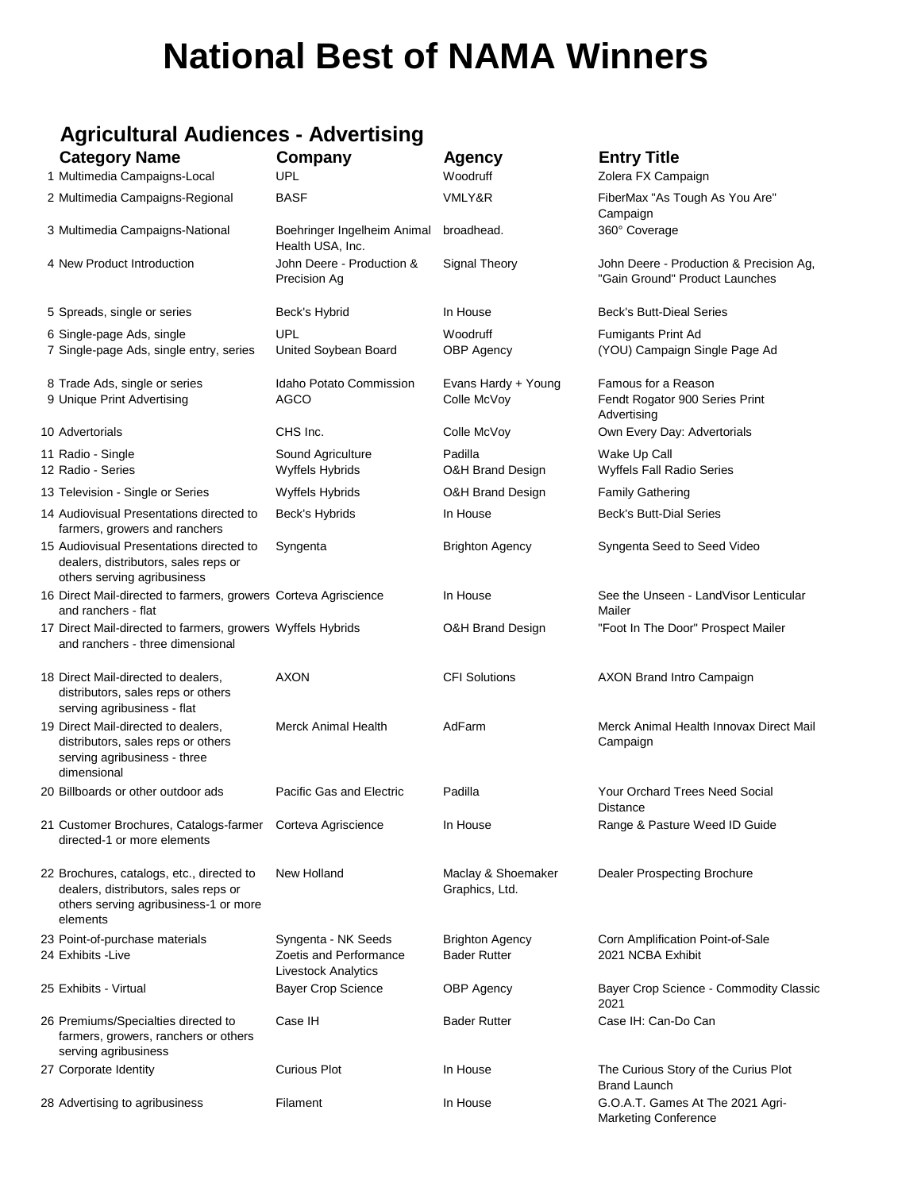# National Best of NAMA Winners

## Agricultural Audiences - Advertising

| | Category Name | Company | Agency | Entry Title |
|---|---|---|---|---|
| 1 | Multimedia Campaigns-Local | UPL | Woodruff | Zolera FX Campaign |
| 2 | Multimedia Campaigns-Regional | BASF | VMLY&R | FiberMax "As Tough As You Are" Campaign |
| 3 | Multimedia Campaigns-National | Boehringer Ingelheim Animal Health USA, Inc. | broadhead. | 360° Coverage |
| 4 | New Product Introduction | John Deere - Production & Precision Ag | Signal Theory | John Deere - Production & Precision Ag, "Gain Ground" Product Launches |
| 5 | Spreads, single or series | Beck's Hybrid | In House | Beck's Butt-Dieal Series |
| 6 | Single-page Ads, single | UPL | Woodruff | Fumigants Print Ad |
| 7 | Single-page Ads, single entry, series | United Soybean Board | OBP Agency | (YOU) Campaign Single Page Ad |
| 8 | Trade Ads, single or series | Idaho Potato Commission | Evans Hardy + Young | Famous for a Reason |
| 9 | Unique Print Advertising | AGCO | Colle McVoy | Fendt Rogator 900 Series Print Advertising |
| 10 | Advertorials | CHS Inc. | Colle McVoy | Own Every Day: Advertorials |
| 11 | Radio - Single | Sound Agriculture | Padilla | Wake Up Call |
| 12 | Radio - Series | Wyffels Hybrids | O&H Brand Design | Wyffels Fall Radio Series |
| 13 | Television - Single or Series | Wyffels Hybrids | O&H Brand Design | Family Gathering |
| 14 | Audiovisual Presentations directed to farmers, growers and ranchers | Beck's Hybrids | In House | Beck's Butt-Dial Series |
| 15 | Audiovisual Presentations directed to dealers, distributors, sales reps or others serving agribusiness | Syngenta | Brighton Agency | Syngenta Seed to Seed Video |
| 16 | Direct Mail-directed to farmers, growers and ranchers - flat | Corteva Agriscience | In House | See the Unseen - LandVisor Lenticular Mailer |
| 17 | Direct Mail-directed to farmers, growers and ranchers - three dimensional | Wyffels Hybrids | O&H Brand Design | "Foot In The Door" Prospect Mailer |
| 18 | Direct Mail-directed to dealers, distributors, sales reps or others serving agribusiness - flat | AXON | CFI Solutions | AXON Brand Intro Campaign |
| 19 | Direct Mail-directed to dealers, distributors, sales reps or others serving agribusiness - three dimensional | Merck Animal Health | AdFarm | Merck Animal Health Innovax Direct Mail Campaign |
| 20 | Billboards or other outdoor ads | Pacific Gas and Electric | Padilla | Your Orchard Trees Need Social Distance |
| 21 | Customer Brochures, Catalogs-farmer directed-1 or more elements | Corteva Agriscience | In House | Range & Pasture Weed ID Guide |
| 22 | Brochures, catalogs, etc., directed to dealers, distributors, sales reps or others serving agribusiness-1 or more elements | New Holland | Maclay & Shoemaker Graphics, Ltd. | Dealer Prospecting Brochure |
| 23 | Point-of-purchase materials | Syngenta - NK Seeds | Brighton Agency | Corn Amplification Point-of-Sale |
| 24 | Exhibits -Live | Zoetis and Performance Livestock Analytics | Bader Rutter | 2021 NCBA Exhibit |
| 25 | Exhibits - Virtual | Bayer Crop Science | OBP Agency | Bayer Crop Science - Commodity Classic 2021 |
| 26 | Premiums/Specialties directed to farmers, growers, ranchers or others serving agribusiness | Case IH | Bader Rutter | Case IH: Can-Do Can |
| 27 | Corporate Identity | Curious Plot | In House | The Curious Story of the Curius Plot Brand Launch |
| 28 | Advertising to agribusiness | Filament | In House | G.O.A.T. Games At The 2021 Agri-Marketing Conference |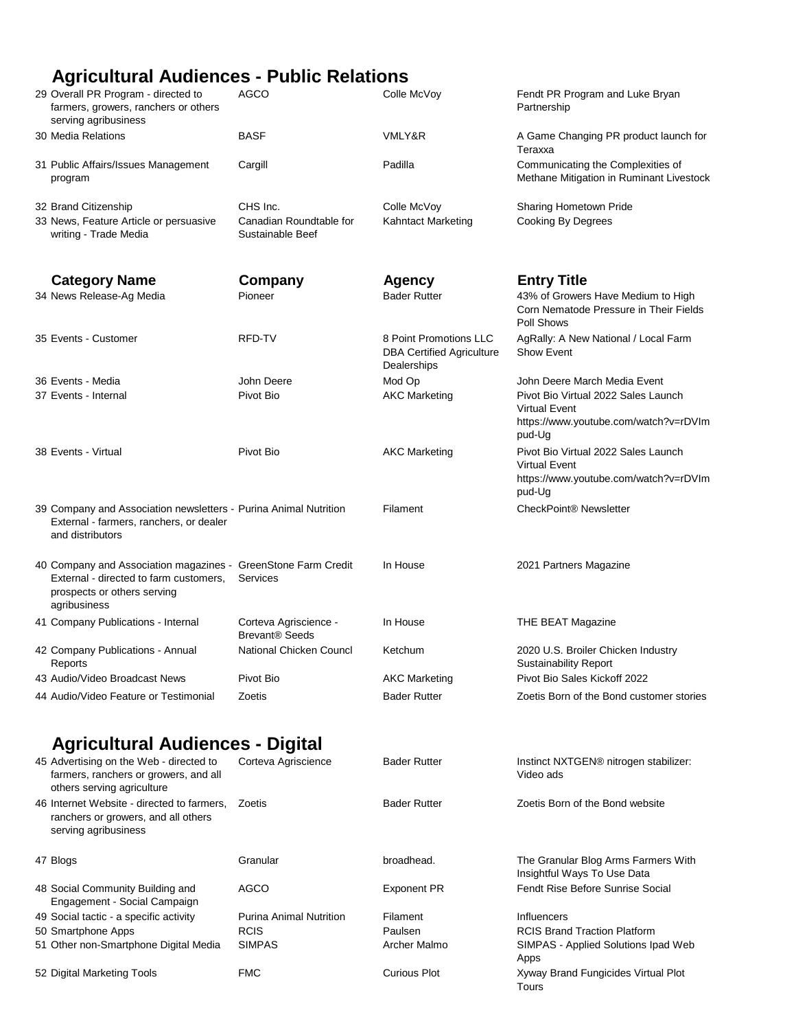## Agricultural Audiences - Public Relations

| Category Name | Company | Agency | Entry Title |
|---|---|---|---|
| 29 Overall PR Program - directed to farmers, growers, ranchers or others serving agribusiness | AGCO | Colle McVoy | Fendt PR Program and Luke Bryan Partnership |
| 30 Media Relations | BASF | VMLY&R | A Game Changing PR product launch for Teraxxa |
| 31 Public Affairs/Issues Management program | Cargill | Padilla | Communicating the Complexities of Methane Mitigation in Ruminant Livestock |
| 32 Brand Citizenship | CHS Inc. | Colle McVoy | Sharing Hometown Pride |
| 33 News, Feature Article or persuasive writing - Trade Media | Canadian Roundtable for Sustainable Beef | Kahntact Marketing | Cooking By Degrees |
| 34 News Release-Ag Media | Pioneer | Bader Rutter | 43% of Growers Have Medium to High Corn Nematode Pressure in Their Fields Poll Shows |
| 35 Events - Customer | RFD-TV | 8 Point Promotions LLC DBA Certified Agriculture Dealerships | AgRally: A New National / Local Farm Show Event |
| 36 Events - Media | John Deere | Mod Op | John Deere March Media Event |
| 37 Events - Internal | Pivot Bio | AKC Marketing | Pivot Bio Virtual 2022 Sales Launch Virtual Event https://www.youtube.com/watch?v=rDVImpud-Ug |
| 38 Events - Virtual | Pivot Bio | AKC Marketing | Pivot Bio Virtual 2022 Sales Launch Virtual Event https://www.youtube.com/watch?v=rDVImpud-Ug |
| 39 Company and Association newsletters - External - farmers, ranchers, or dealer and distributors | Purina Animal Nutrition | Filament | CheckPoint® Newsletter |
| 40 Company and Association magazines - External - directed to farm customers, prospects or others serving agribusiness | GreenStone Farm Credit Services | In House | 2021 Partners Magazine |
| 41 Company Publications - Internal | Corteva Agriscience - Brevant® Seeds | In House | THE BEAT Magazine |
| 42 Company Publications - Annual Reports | National Chicken Councl | Ketchum | 2020 U.S. Broiler Chicken Industry Sustainability Report |
| 43 Audio/Video Broadcast News | Pivot Bio | AKC Marketing | Pivot Bio Sales Kickoff 2022 |
| 44 Audio/Video Feature or Testimonial | Zoetis | Bader Rutter | Zoetis Born of the Bond customer stories |

## Agricultural Audiences - Digital

| Category Name | Company | Agency | Entry Title |
|---|---|---|---|
| 45 Advertising on the Web - directed to farmers, ranchers or growers, and all others serving agriculture | Corteva Agriscience | Bader Rutter | Instinct NXTGEN® nitrogen stabilizer: Video ads |
| 46 Internet Website - directed to farmers, ranchers or growers, and all others serving agribusiness | Zoetis | Bader Rutter | Zoetis Born of the Bond website |
| 47 Blogs | Granular | broadhead. | The Granular Blog Arms Farmers With Insightful Ways To Use Data |
| 48 Social Community Building and Engagement - Social Campaign | AGCO | Exponent PR | Fendt Rise Before Sunrise Social |
| 49 Social tactic - a specific activity | Purina Animal Nutrition | Filament | Influencers |
| 50 Smartphone Apps | RCIS | Paulsen | RCIS Brand Traction Platform |
| 51 Other non-Smartphone Digital Media | SIMPAS | Archer Malmo | SIMPAS - Applied Solutions Ipad Web Apps |
| 52 Digital Marketing Tools | FMC | Curious Plot | Xyway Brand Fungicides Virtual Plot Tours |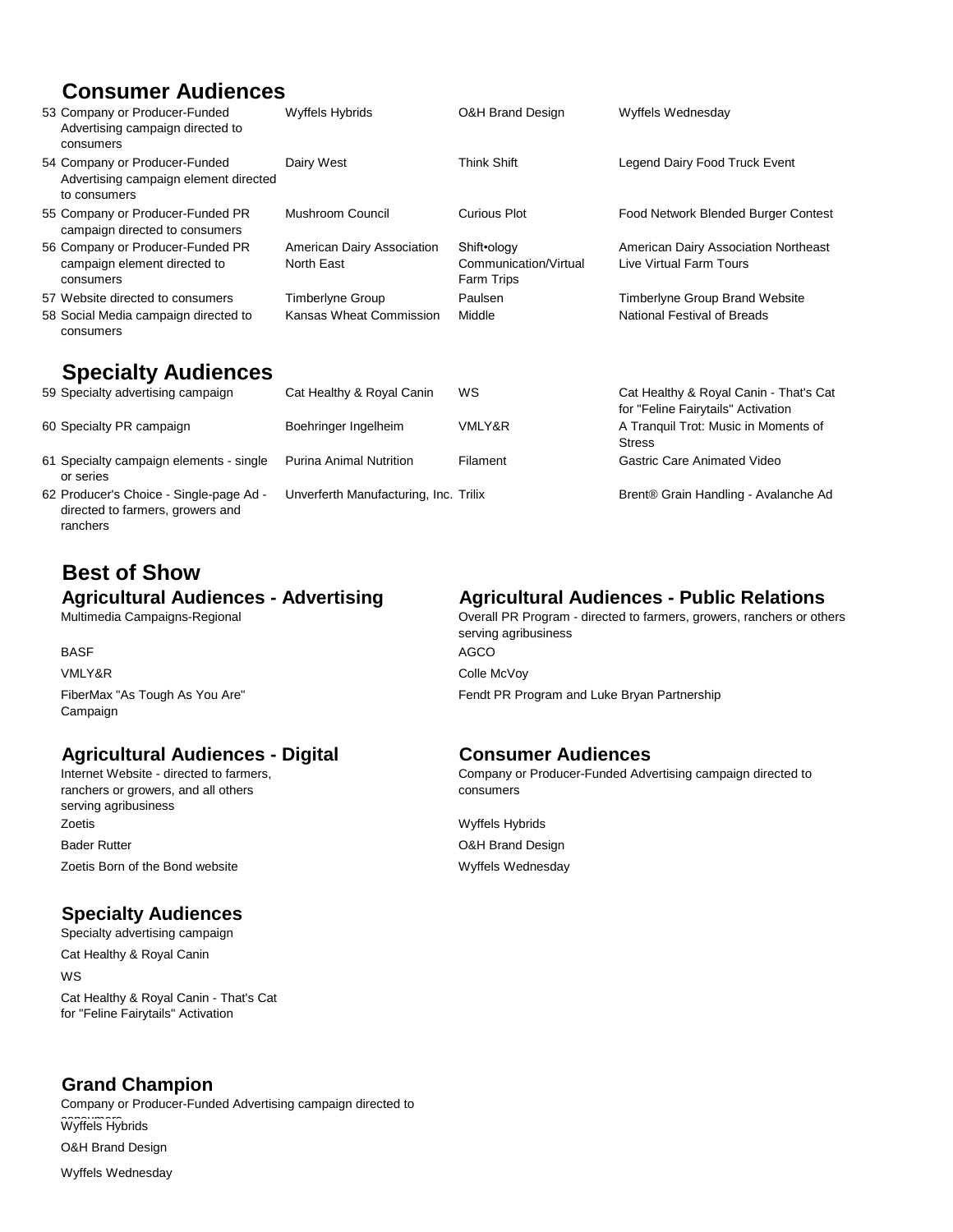## Consumer Audiences

| | | | |
|---|---|---|---|
| 53 Company or Producer-Funded Advertising campaign directed to consumers | Wyffels Hybrids | O&H Brand Design | Wyffels Wednesday |
| 54 Company or Producer-Funded Advertising campaign element directed to consumers | Dairy West | Think Shift | Legend Dairy Food Truck Event |
| 55 Company or Producer-Funded PR campaign directed to consumers | Mushroom Council | Curious Plot | Food Network Blended Burger Contest |
| 56 Company or Producer-Funded PR campaign element directed to consumers | American Dairy Association North East | Shift•ology Communication/Virtual Farm Trips | American Dairy Association Northeast Live Virtual Farm Tours |
| 57 Website directed to consumers | Timberlyne Group | Paulsen | Timberlyne Group Brand Website |
| 58 Social Media campaign directed to consumers | Kansas Wheat Commission | Middle | National Festival of Breads |

## Specialty Audiences

| | | | |
|---|---|---|---|
| 59 Specialty advertising campaign | Cat Healthy & Royal Canin | WS | Cat Healthy & Royal Canin - That's Cat for "Feline Fairytails" Activation |
| 60 Specialty PR campaign | Boehringer Ingelheim | VMLY&R | A Tranquil Trot: Music in Moments of Stress |
| 61 Specialty campaign elements - single or series | Purina Animal Nutrition | Filament | Gastric Care Animated Video |
| 62 Producer's Choice - Single-page Ad - directed to farmers, growers and ranchers | Unverferth Manufacturing, Inc. | Trilix | Brent® Grain Handling - Avalanche Ad |

## Best of Show

### Agricultural Audiences - Advertising

Multimedia Campaigns-Regional

BASF

VMLY&R

FiberMax "As Tough As You Are" Campaign

### Agricultural Audiences - Public Relations

Overall PR Program - directed to farmers, growers, ranchers or others serving agribusiness

AGCO

Colle McVoy

Fendt PR Program and Luke Bryan Partnership

### Agricultural Audiences - Digital

Internet Website - directed to farmers, ranchers or growers, and all others serving agribusiness

Zoetis

Bader Rutter

Zoetis Born of the Bond website

### Consumer Audiences

Company or Producer-Funded Advertising campaign directed to consumers

Wyffels Hybrids

O&H Brand Design

Wyffels Wednesday

### Specialty Audiences

Specialty advertising campaign

Cat Healthy & Royal Canin

WS

Cat Healthy & Royal Canin - That's Cat for "Feline Fairytails" Activation

## Grand Champion

Company or Producer-Funded Advertising campaign directed to consumers

Wyffels Hybrids

O&H Brand Design

Wyffels Wednesday